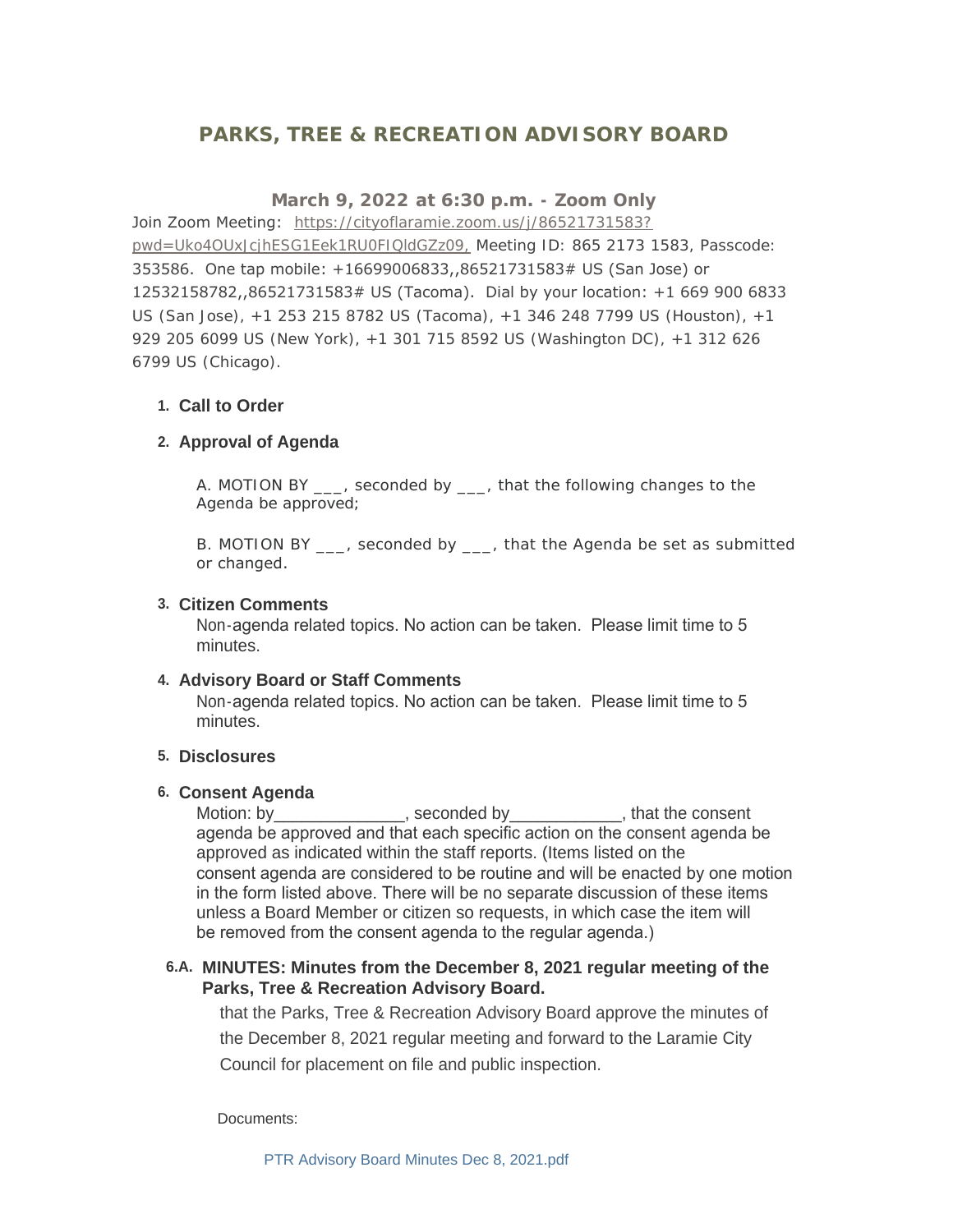# PARKS, TREE & RECREATION ADVISORY BOARD

**March 9, 2022 at 6:30 p.m. - Zoom Only**

Join Zoom Meeting: https://cityoflaramie.zoom.us/j/86521731583?pwd=Uko4OUxJcjhESG1Eek1RU0FIQldGZz09, Meeting ID: 865 2173 1583, Passcode: 353586. One tap mobile: +16699006833,,86521731583# US (San Jose) or 12532158782,,86521731583# US (Tacoma). Dial by your location: +1 669 900 6833 US (San Jose), +1 253 215 8782 US (Tacoma), +1 346 248 7799 US (Houston), +1 929 205 6099 US (New York), +1 301 715 8592 US (Washington DC), +1 312 626 6799 US (Chicago).

1. **Call to Order**

2. **Approval of Agenda**

   A. MOTION BY ___, seconded by ___, that the following changes to the Agenda be approved;

   B. MOTION BY ___, seconded by ___, that the Agenda be set as submitted or changed.

3. **Citizen Comments**

   Non-agenda related topics. No action can be taken. Please limit time to 5 minutes.

4. **Advisory Board or Staff Comments**

   Non-agenda related topics. No action can be taken. Please limit time to 5 minutes.

5. **Disclosures**

6. **Consent Agenda**

   Motion: by______________, seconded by____________, that the consent agenda be approved and that each specific action on the consent agenda be approved as indicated within the staff reports. (Items listed on the consent agenda are considered to be routine and will be enacted by one motion in the form listed above. There will be no separate discussion of these items unless a Board Member or citizen so requests, in which case the item will be removed from the consent agenda to the regular agenda.)

6.A. **MINUTES: Minutes from the December 8, 2021 regular meeting of the Parks, Tree & Recreation Advisory Board.**

   that the Parks, Tree & Recreation Advisory Board approve the minutes of the December 8, 2021 regular meeting and forward to the Laramie City Council for placement on file and public inspection.

   Documents:

   PTR Advisory Board Minutes Dec 8, 2021.pdf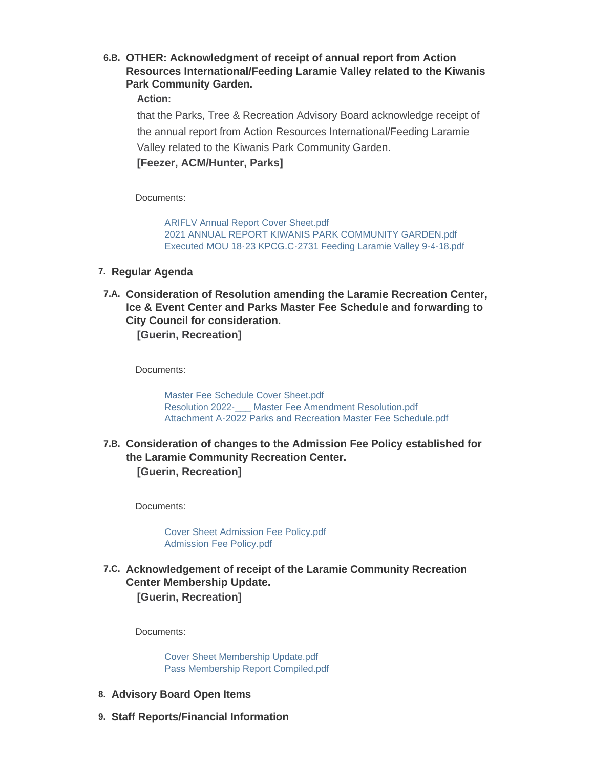**6.B. OTHER: Acknowledgment of receipt of annual report from Action Resources International/Feeding Laramie Valley related to the Kiwanis Park Community Garden.**

**Action:**

that the Parks, Tree & Recreation Advisory Board acknowledge receipt of the annual report from Action Resources International/Feeding Laramie Valley related to the Kiwanis Park Community Garden.

**[Feezer, ACM/Hunter, Parks]**

Documents:

- ARIFLV Annual Report Cover Sheet.pdf
- 2021 ANNUAL REPORT KIWANIS PARK COMMUNITY GARDEN.pdf
- Executed MOU 18-23 KPCG.C-2731 Feeding Laramie Valley 9-4-18.pdf

## 7. Regular Agenda

**7.A. Consideration of Resolution amending the Laramie Recreation Center, Ice & Event Center and Parks Master Fee Schedule and forwarding to City Council for consideration.**

**[Guerin, Recreation]**

Documents:

- Master Fee Schedule Cover Sheet.pdf
- Resolution 2022-___ Master Fee Amendment Resolution.pdf
- Attachment A-2022 Parks and Recreation Master Fee Schedule.pdf

**7.B. Consideration of changes to the Admission Fee Policy established for the Laramie Community Recreation Center.**

**[Guerin, Recreation]**

Documents:

- Cover Sheet Admission Fee Policy.pdf
- Admission Fee Policy.pdf

**7.C. Acknowledgement of receipt of the Laramie Community Recreation Center Membership Update.**

**[Guerin, Recreation]**

Documents:

- Cover Sheet Membership Update.pdf
- Pass Membership Report Compiled.pdf

## 8. Advisory Board Open Items

## 9. Staff Reports/Financial Information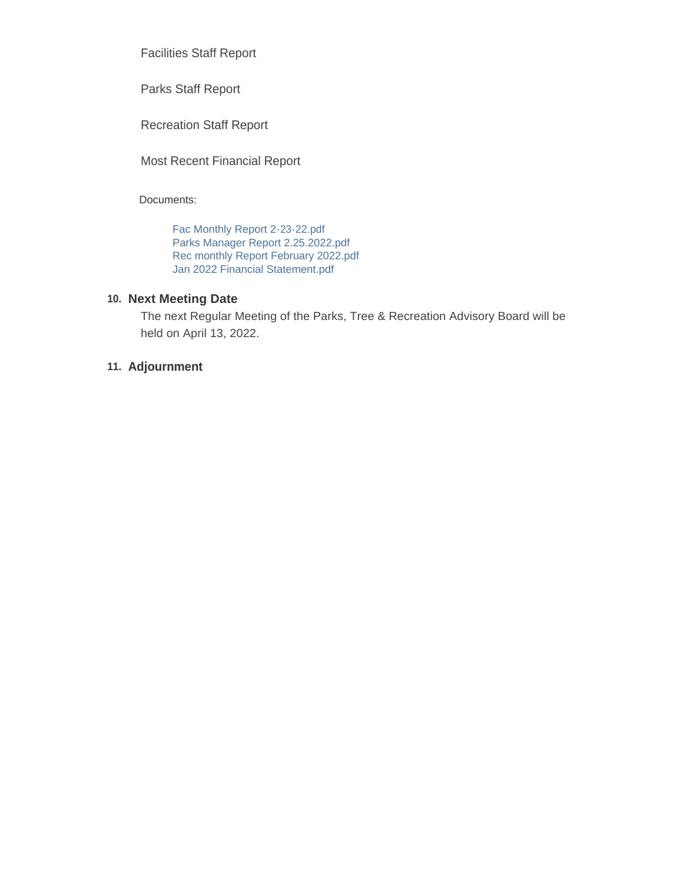Facilities Staff Report

Parks Staff Report

Recreation Staff Report

Most Recent Financial Report

Documents:

- Fac Monthly Report 2-23-22.pdf
- Parks Manager Report 2.25.2022.pdf
- Rec monthly Report February 2022.pdf
- Jan 2022 Financial Statement.pdf

## 10. Next Meeting Date

The next Regular Meeting of the Parks, Tree & Recreation Advisory Board will be held on April 13, 2022.

## 11. Adjournment